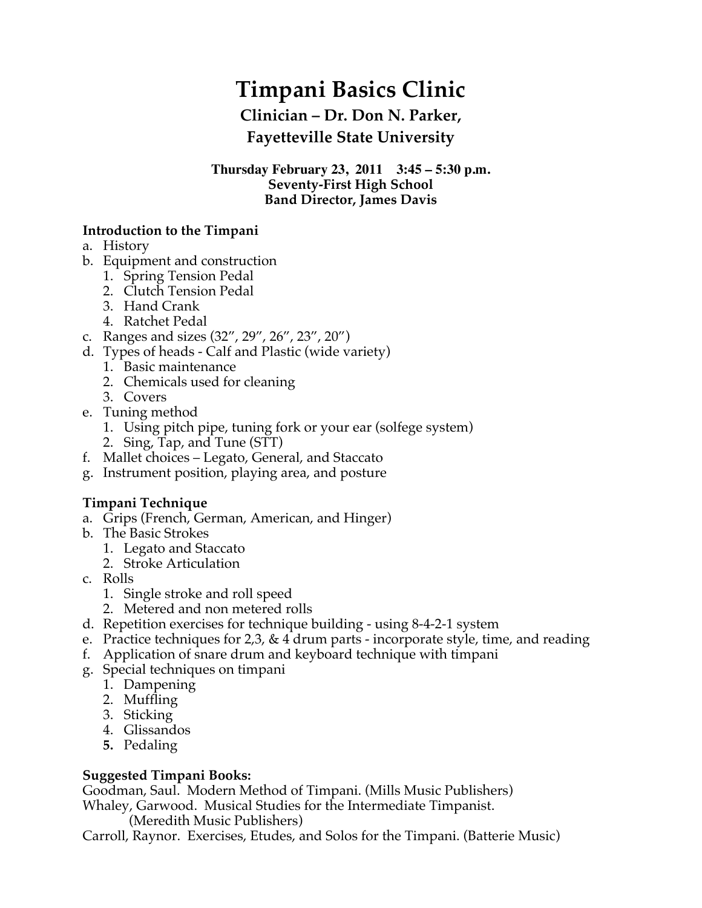# Timpani Basics Clinic

## Clinician – Dr. Don N. Parker, Fayetteville State University

**Thursday February 23, 2011 3:45 – 5:30 p.m.**
**Seventy-First High School**
**Band Director, James Davis**

**Introduction to the Timpani**

a. History
b. Equipment and construction
   1. Spring Tension Pedal
   2. Clutch Tension Pedal
   3. Hand Crank
   4. Ratchet Pedal
c. Ranges and sizes (32", 29", 26", 23", 20")
d. Types of heads - Calf and Plastic (wide variety)
   1. Basic maintenance
   2. Chemicals used for cleaning
   3. Covers
e. Tuning method
   1. Using pitch pipe, tuning fork or your ear (solfege system)
   2. Sing, Tap, and Tune (STT)
f. Mallet choices – Legato, General, and Staccato
g. Instrument position, playing area, and posture

**Timpani Technique**

a. Grips (French, German, American, and Hinger)
b. The Basic Strokes
   1. Legato and Staccato
   2. Stroke Articulation
c. Rolls
   1. Single stroke and roll speed
   2. Metered and non metered rolls
d. Repetition exercises for technique building - using 8-4-2-1 system
e. Practice techniques for 2,3, & 4 drum parts - incorporate style, time, and reading
f. Application of snare drum and keyboard technique with timpani
g. Special techniques on timpani
   1. Dampening
   2. Muffling
   3. Sticking
   4. Glissandos
   5. Pedaling

**Suggested Timpani Books:**

Goodman, Saul. Modern Method of Timpani. (Mills Music Publishers)
Whaley, Garwood. Musical Studies for the Intermediate Timpanist. (Meredith Music Publishers)
Carroll, Raynor. Exercises, Etudes, and Solos for the Timpani. (Batterie Music)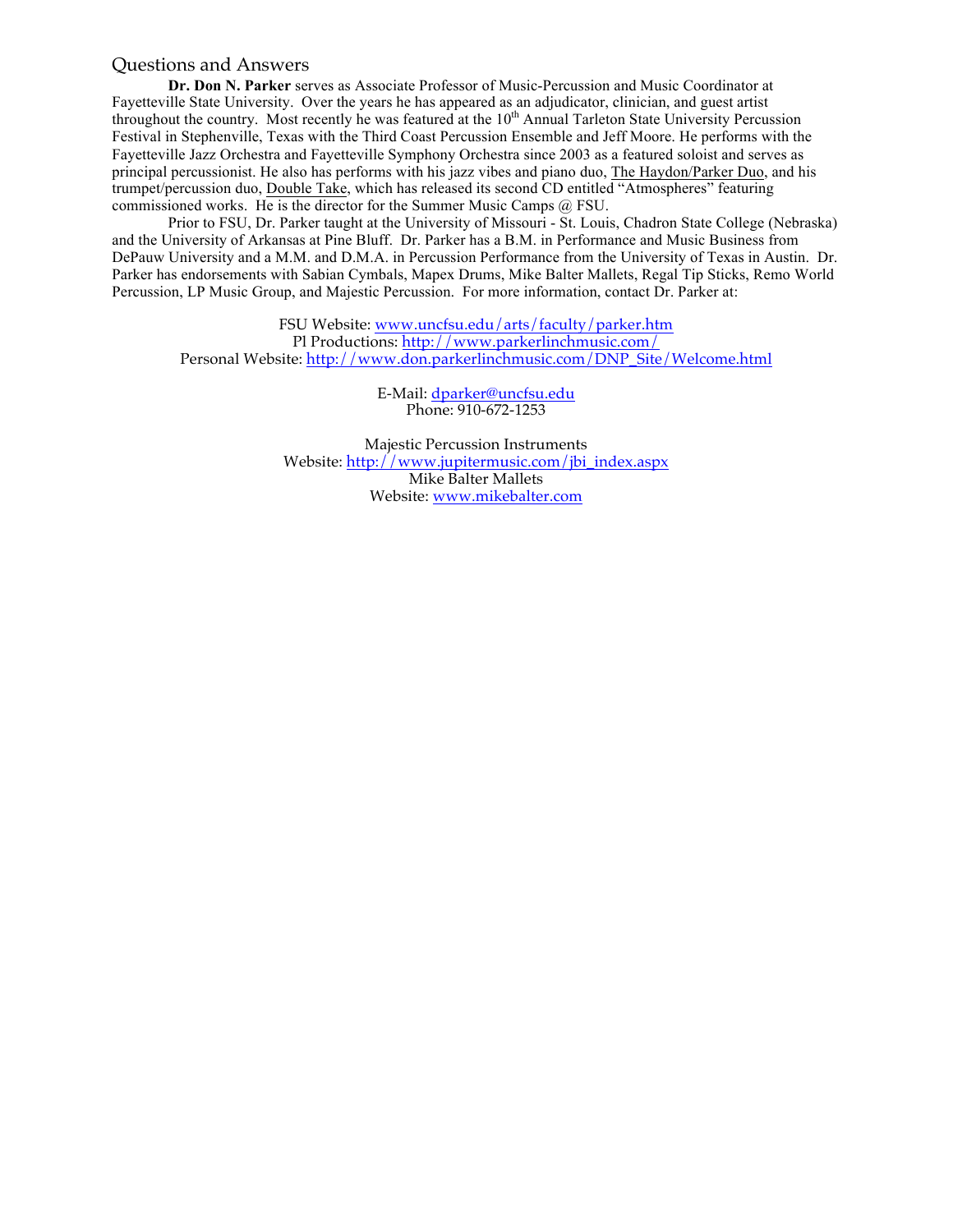## Questions and Answers

**Dr. Don N. Parker** serves as Associate Professor of Music-Percussion and Music Coordinator at Fayetteville State University. Over the years he has appeared as an adjudicator, clinician, and guest artist throughout the country. Most recently he was featured at the 10th Annual Tarleton State University Percussion Festival in Stephenville, Texas with the Third Coast Percussion Ensemble and Jeff Moore. He performs with the Fayetteville Jazz Orchestra and Fayetteville Symphony Orchestra since 2003 as a featured soloist and serves as principal percussionist. He also has performs with his jazz vibes and piano duo, The Haydon/Parker Duo, and his trumpet/percussion duo, Double Take, which has released its second CD entitled "Atmospheres" featuring commissioned works. He is the director for the Summer Music Camps @ FSU.

Prior to FSU, Dr. Parker taught at the University of Missouri - St. Louis, Chadron State College (Nebraska) and the University of Arkansas at Pine Bluff. Dr. Parker has a B.M. in Performance and Music Business from DePauw University and a M.M. and D.M.A. in Percussion Performance from the University of Texas in Austin. Dr. Parker has endorsements with Sabian Cymbals, Mapex Drums, Mike Balter Mallets, Regal Tip Sticks, Remo World Percussion, LP Music Group, and Majestic Percussion. For more information, contact Dr. Parker at:

FSU Website: www.uncfsu.edu/arts/faculty/parker.htm
Pl Productions: http://www.parkerlinchmusic.com/
Personal Website: http://www.don.parkerlinchmusic.com/DNP_Site/Welcome.html

E-Mail: dparker@uncfsu.edu
Phone: 910-672-1253

Majestic Percussion Instruments
Website: http://www.jupitermusic.com/jbi_index.aspx
Mike Balter Mallets
Website: www.mikebalter.com